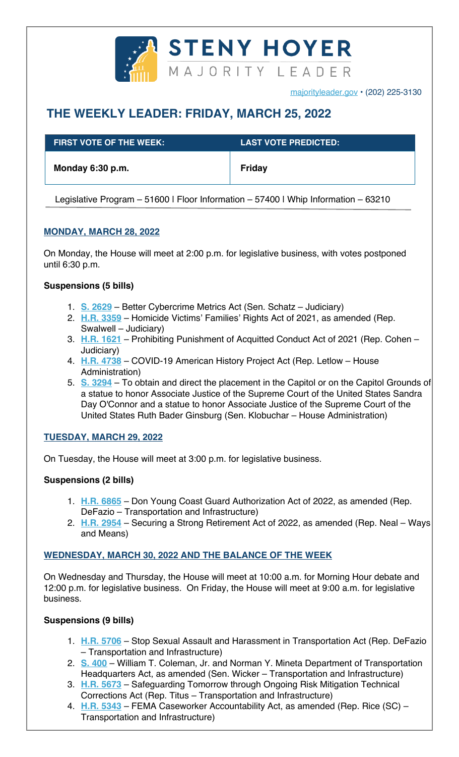# STENY HOYER

MAJORITY LEADER

majorityleader.gov • (202) 225-3130

## THE WEEKLY LEADER: FRIDAY, MARCH 25, 2022

| FIRST VOTE OF THE WEEK: | LAST VOTE PREDICTED: |
| --- | --- |
| **Monday 6:30 p.m.** | **Friday** |

Legislative Program – 51600 l Floor Information – 57400 l Whip Information – 63210

### MONDAY, MARCH 28, 2022

On Monday, the House will meet at 2:00 p.m. for legislative business, with votes postponed until 6:30 p.m.

**Suspensions (5 bills)**

1. **S. 2629** – Better Cybercrime Metrics Act (Sen. Schatz – Judiciary)
2. **H.R. 3359** – Homicide Victims' Families' Rights Act of 2021, as amended (Rep. Swalwell – Judiciary)
3. **H.R. 1621** – Prohibiting Punishment of Acquitted Conduct Act of 2021 (Rep. Cohen – Judiciary)
4. **H.R. 4738** – COVID-19 American History Project Act (Rep. Letlow – House Administration)
5. **S. 3294** – To obtain and direct the placement in the Capitol or on the Capitol Grounds of a statue to honor Associate Justice of the Supreme Court of the United States Sandra Day O'Connor and a statue to honor Associate Justice of the Supreme Court of the United States Ruth Bader Ginsburg (Sen. Klobuchar – House Administration)

### TUESDAY, MARCH 29, 2022

On Tuesday, the House will meet at 3:00 p.m. for legislative business.

**Suspensions (2 bills)**

1. **H.R. 6865** – Don Young Coast Guard Authorization Act of 2022, as amended (Rep. DeFazio – Transportation and Infrastructure)
2. **H.R. 2954** – Securing a Strong Retirement Act of 2022, as amended (Rep. Neal – Ways and Means)

### WEDNESDAY, MARCH 30, 2022 AND THE BALANCE OF THE WEEK

On Wednesday and Thursday, the House will meet at 10:00 a.m. for Morning Hour debate and 12:00 p.m. for legislative business. On Friday, the House will meet at 9:00 a.m. for legislative business.

**Suspensions (9 bills)**

1. **H.R. 5706** – Stop Sexual Assault and Harassment in Transportation Act (Rep. DeFazio – Transportation and Infrastructure)
2. **S. 400** – William T. Coleman, Jr. and Norman Y. Mineta Department of Transportation Headquarters Act, as amended (Sen. Wicker – Transportation and Infrastructure)
3. **H.R. 5673** – Safeguarding Tomorrow through Ongoing Risk Mitigation Technical Corrections Act (Rep. Titus – Transportation and Infrastructure)
4. **H.R. 5343** – FEMA Caseworker Accountability Act, as amended (Rep. Rice (SC) – Transportation and Infrastructure)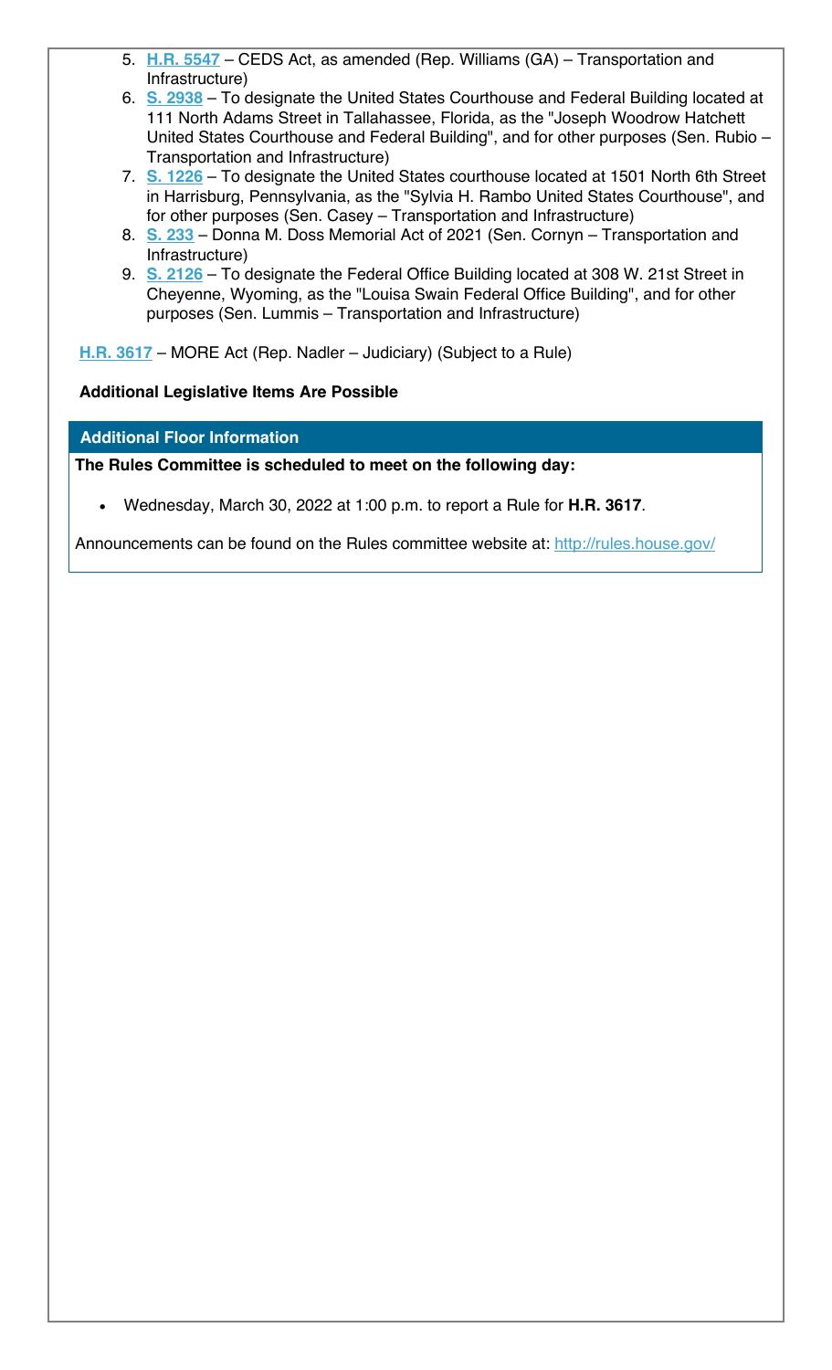5. **H.R. 5547** – CEDS Act, as amended (Rep. Williams (GA) – Transportation and Infrastructure)
6. **S. 2938** – To designate the United States Courthouse and Federal Building located at 111 North Adams Street in Tallahassee, Florida, as the "Joseph Woodrow Hatchett United States Courthouse and Federal Building", and for other purposes (Sen. Rubio – Transportation and Infrastructure)
7. **S. 1226** – To designate the United States courthouse located at 1501 North 6th Street in Harrisburg, Pennsylvania, as the "Sylvia H. Rambo United States Courthouse", and for other purposes (Sen. Casey – Transportation and Infrastructure)
8. **S. 233** – Donna M. Doss Memorial Act of 2021 (Sen. Cornyn – Transportation and Infrastructure)
9. **S. 2126** – To designate the Federal Office Building located at 308 W. 21st Street in Cheyenne, Wyoming, as the "Louisa Swain Federal Office Building", and for other purposes (Sen. Lummis – Transportation and Infrastructure)

**H.R. 3617** – MORE Act (Rep. Nadler – Judiciary) (Subject to a Rule)

**Additional Legislative Items Are Possible**

## Additional Floor Information

**The Rules Committee is scheduled to meet on the following day:**

- Wednesday, March 30, 2022 at 1:00 p.m. to report a Rule for **H.R. 3617**.

Announcements can be found on the Rules committee website at: http://rules.house.gov/